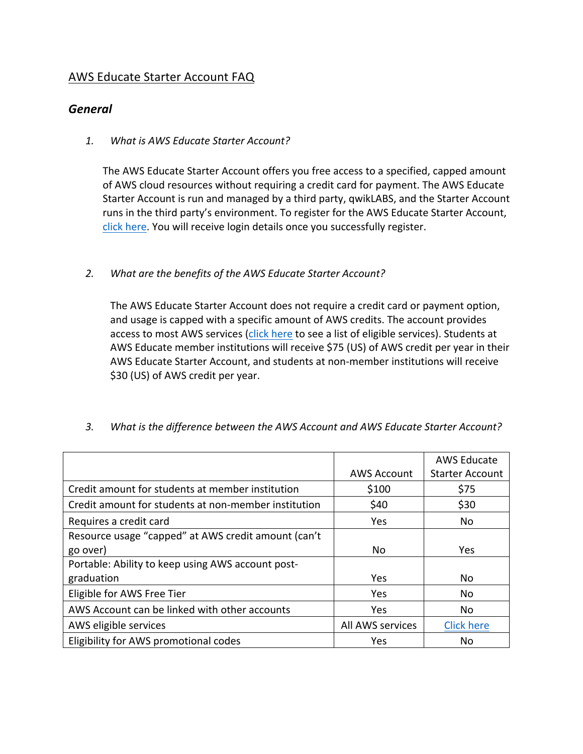# AWS Educate Starter Account FAQ

## General

1. *What is AWS Educate Starter Account?*

   The AWS Educate Starter Account offers you free access to a specified, capped amount of AWS cloud resources without requiring a credit card for payment. The AWS Educate Starter Account is run and managed by a third party, qwikLABS, and the Starter Account runs in the third party's environment. To register for the AWS Educate Starter Account, click here. You will receive login details once you successfully register.

2. *What are the benefits of the AWS Educate Starter Account?*

   The AWS Educate Starter Account does not require a credit card or payment option, and usage is capped with a specific amount of AWS credits. The account provides access to most AWS services (click here to see a list of eligible services). Students at AWS Educate member institutions will receive $75 (US) of AWS credit per year in their AWS Educate Starter Account, and students at non-member institutions will receive $30 (US) of AWS credit per year.

3. *What is the difference between the AWS Account and AWS Educate Starter Account?*

| | AWS Account | AWS Educate Starter Account |
|---|---|---|
| Credit amount for students at member institution | $100 | $75 |
| Credit amount for students at non-member institution | $40 | $30 |
| Requires a credit card | Yes | No |
| Resource usage "capped" at AWS credit amount (can't go over) | No | Yes |
| Portable: Ability to keep using AWS account post-graduation | Yes | No |
| Eligible for AWS Free Tier | Yes | No |
| AWS Account can be linked with other accounts | Yes | No |
| AWS eligible services | All AWS services | Click here |
| Eligibility for AWS promotional codes | Yes | No |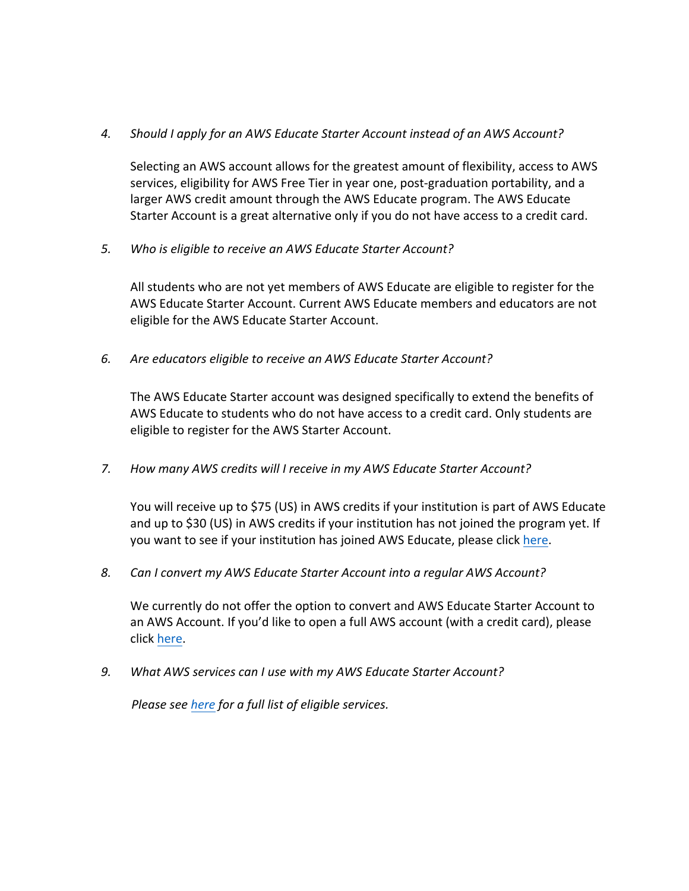4. *Should I apply for an AWS Educate Starter Account instead of an AWS Account?*

   Selecting an AWS account allows for the greatest amount of flexibility, access to AWS services, eligibility for AWS Free Tier in year one, post-graduation portability, and a larger AWS credit amount through the AWS Educate program. The AWS Educate Starter Account is a great alternative only if you do not have access to a credit card.

5. *Who is eligible to receive an AWS Educate Starter Account?*

   All students who are not yet members of AWS Educate are eligible to register for the AWS Educate Starter Account. Current AWS Educate members and educators are not eligible for the AWS Educate Starter Account.

6. *Are educators eligible to receive an AWS Educate Starter Account?*

   The AWS Educate Starter account was designed specifically to extend the benefits of AWS Educate to students who do not have access to a credit card. Only students are eligible to register for the AWS Starter Account.

7. *How many AWS credits will I receive in my AWS Educate Starter Account?*

   You will receive up to $75 (US) in AWS credits if your institution is part of AWS Educate and up to $30 (US) in AWS credits if your institution has not joined the program yet. If you want to see if your institution has joined AWS Educate, please click here.

8. *Can I convert my AWS Educate Starter Account into a regular AWS Account?*

   We currently do not offer the option to convert and AWS Educate Starter Account to an AWS Account. If you'd like to open a full AWS account (with a credit card), please click here.

9. *What AWS services can I use with my AWS Educate Starter Account?*

   *Please see here for a full list of eligible services.*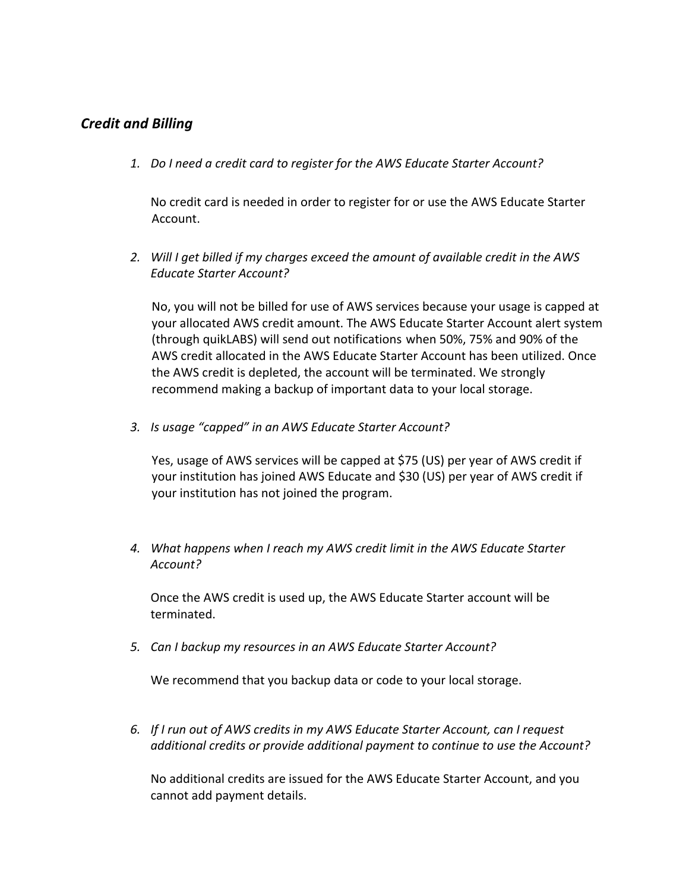## *Credit and Billing*

1. *Do I need a credit card to register for the AWS Educate Starter Account?*

   No credit card is needed in order to register for or use the AWS Educate Starter Account.

2. *Will I get billed if my charges exceed the amount of available credit in the AWS Educate Starter Account?*

   No, you will not be billed for use of AWS services because your usage is capped at your allocated AWS credit amount. The AWS Educate Starter Account alert system (through quikLABS) will send out notifications when 50%, 75% and 90% of the AWS credit allocated in the AWS Educate Starter Account has been utilized. Once the AWS credit is depleted, the account will be terminated. We strongly recommend making a backup of important data to your local storage.

3. *Is usage "capped" in an AWS Educate Starter Account?*

   Yes, usage of AWS services will be capped at $75 (US) per year of AWS credit if your institution has joined AWS Educate and $30 (US) per year of AWS credit if your institution has not joined the program.

4. *What happens when I reach my AWS credit limit in the AWS Educate Starter Account?*

   Once the AWS credit is used up, the AWS Educate Starter account will be terminated.

5. *Can I backup my resources in an AWS Educate Starter Account?*

   We recommend that you backup data or code to your local storage.

6. *If I run out of AWS credits in my AWS Educate Starter Account, can I request additional credits or provide additional payment to continue to use the Account?*

   No additional credits are issued for the AWS Educate Starter Account, and you cannot add payment details.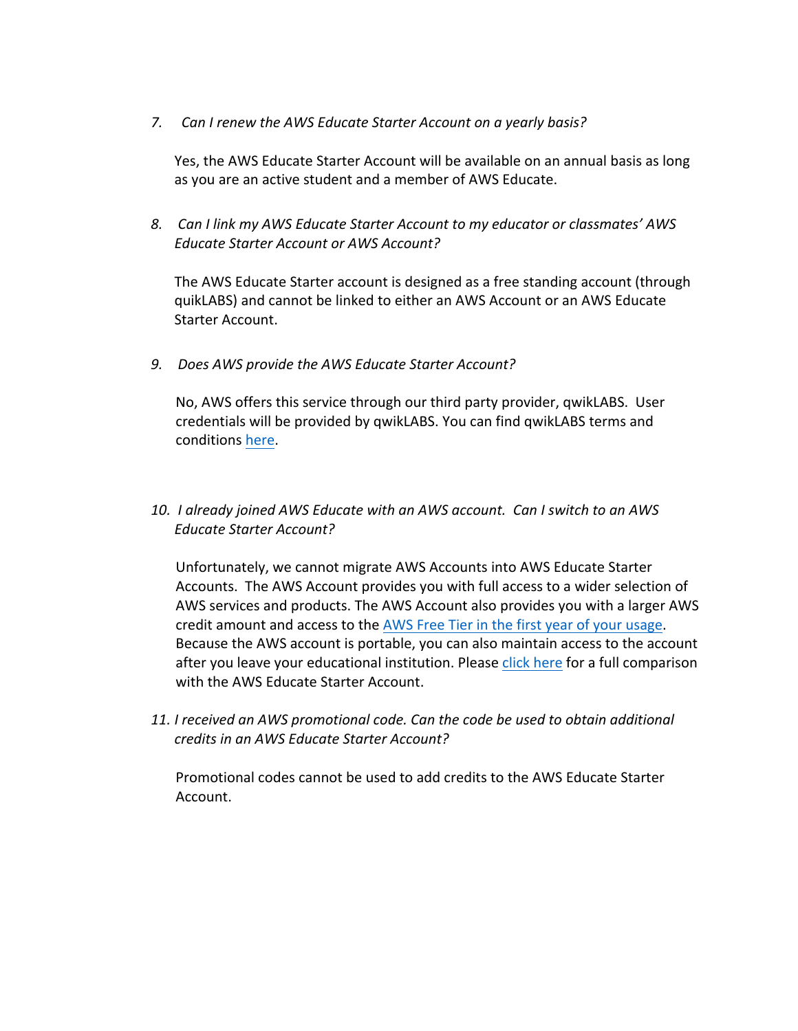7. *Can I renew the AWS Educate Starter Account on a yearly basis?*

   Yes, the AWS Educate Starter Account will be available on an annual basis as long as you are an active student and a member of AWS Educate.

8. *Can I link my AWS Educate Starter Account to my educator or classmates' AWS Educate Starter Account or AWS Account?*

   The AWS Educate Starter account is designed as a free standing account (through quikLABS) and cannot be linked to either an AWS Account or an AWS Educate Starter Account.

9. *Does AWS provide the AWS Educate Starter Account?*

   No, AWS offers this service through our third party provider, qwikLABS. User credentials will be provided by qwikLABS. You can find qwikLABS terms and conditions here.

10. *I already joined AWS Educate with an AWS account. Can I switch to an AWS Educate Starter Account?*

    Unfortunately, we cannot migrate AWS Accounts into AWS Educate Starter Accounts. The AWS Account provides you with full access to a wider selection of AWS services and products. The AWS Account also provides you with a larger AWS credit amount and access to the AWS Free Tier in the first year of your usage. Because the AWS account is portable, you can also maintain access to the account after you leave your educational institution. Please click here for a full comparison with the AWS Educate Starter Account.

11. *I received an AWS promotional code. Can the code be used to obtain additional credits in an AWS Educate Starter Account?*

    Promotional codes cannot be used to add credits to the AWS Educate Starter Account.